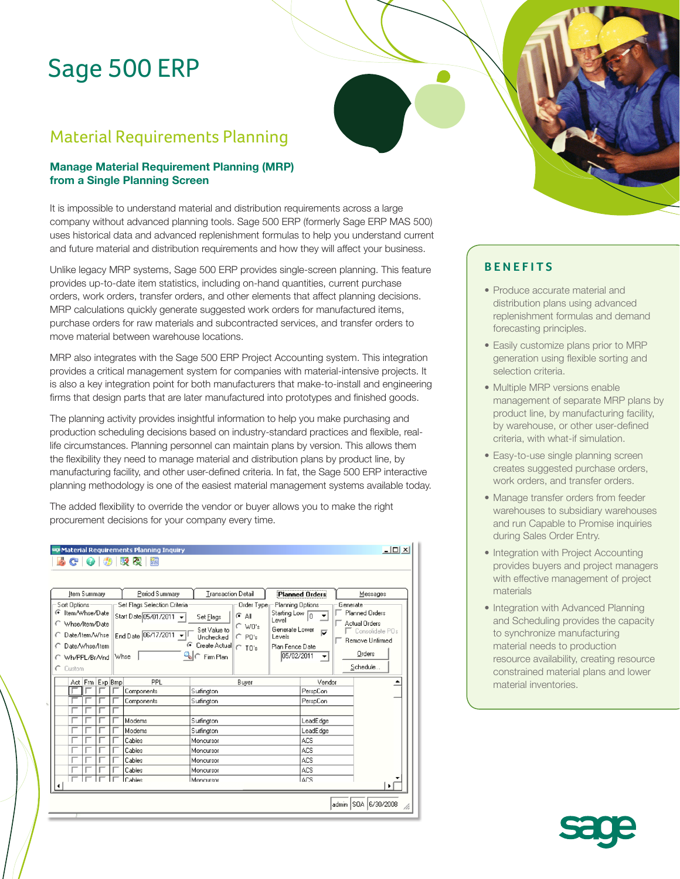# Sage 500 ERP

## Material Requirements Planning

### Manage Material Requirement Planning (MRP) from a Single Planning Screen

It is impossible to understand material and distribution requirements across a large company without advanced planning tools. Sage 500 ERP (formerly Sage ERP MAS 500) uses historical data and advanced replenishment formulas to help you understand current and future material and distribution requirements and how they will affect your business.

Unlike legacy MRP systems, Sage 500 ERP provides single-screen planning. This feature provides up-to-date item statistics, including on-hand quantities, current purchase orders, work orders, transfer orders, and other elements that affect planning decisions. MRP calculations quickly generate suggested work orders for manufactured items, purchase orders for raw materials and subcontracted services, and transfer orders to move material between warehouse locations.

MRP also integrates with the Sage 500 ERP Project Accounting system. This integration provides a critical management system for companies with material-intensive projects. It is also a key integration point for both manufacturers that make-to-install and engineering firms that design parts that are later manufactured into prototypes and finished goods.

The planning activity provides insightful information to help you make purchasing and production scheduling decisions based on industry-standard practices and flexible, real-life circumstances. Planning personnel can maintain plans by version. This allows them the flexibility they need to manage material and distribution plans by product line, by manufacturing facility, and other user-defined criteria. In fact, the Sage 500 ERP interactive planning methodology is one of the easiest material management systems available today.

The added flexibility to override the vendor or buyer allows you to make the right procurement decisions for your company every time.

## BENEFITS

- Produce accurate material and distribution plans using advanced replenishment formulas and demand forecasting principles.
- Easily customize plans prior to MRP generation using flexible sorting and selection criteria.
- Multiple MRP versions enable management of separate MRP plans by product line, by manufacturing facility, by warehouse, or other user-defined criteria, with what-if simulation.
- Easy-to-use single planning screen creates suggested purchase orders, work orders, and transfer orders.
- Manage transfer orders from feeder warehouses to subsidiary warehouses and run Capable to Promise inquiries during Sales Order Entry.
- Integration with Project Accounting provides buyers and project managers with effective management of project materials
- Integration with Advanced Planning and Scheduling provides the capacity to synchronize manufacturing material needs to production resource availability, creating resource constrained material plans and lower material inventories.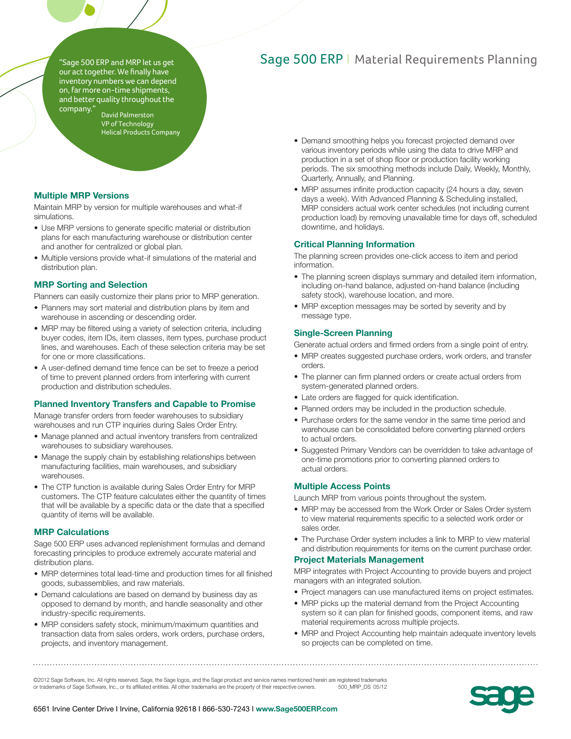# Sage 500 ERP | Material Requirements Planning

"Sage 500 ERP and MRP let us get our act together. We finally have inventory numbers we can depend on, far more on-time shipments, and better quality throughout the company."

David Palmerston
VP of Technology
Helical Products Company

### Multiple MRP Versions

Maintain MRP by version for multiple warehouses and what-if simulations.

- Use MRP versions to generate specific material or distribution plans for each manufacturing warehouse or distribution center and another for centralized or global plan.
- Multiple versions provide what-if simulations of the material and distribution plan.

### MRP Sorting and Selection

Planners can easily customize their plans prior to MRP generation.

- Planners may sort material and distribution plans by item and warehouse in ascending or descending order.
- MRP may be filtered using a variety of selection criteria, including buyer codes, item IDs, item classes, item types, purchase product lines, and warehouses. Each of these selection criteria may be set for one or more classifications.
- A user-defined demand time fence can be set to freeze a period of time to prevent planned orders from interfering with current production and distribution schedules.

### Planned Inventory Transfers and Capable to Promise

Manage transfer orders from feeder warehouses to subsidiary warehouses and run CTP inquiries during Sales Order Entry.

- Manage planned and actual inventory transfers from centralized warehouses to subsidiary warehouses.
- Manage the supply chain by establishing relationships between manufacturing facilities, main warehouses, and subsidiary warehouses.
- The CTP function is available during Sales Order Entry for MRP customers. The CTP feature calculates either the quantity of times that will be available by a specific data or the date that a specified quantity of items will be available.

### MRP Calculations

Sage 500 ERP uses advanced replenishment formulas and demand forecasting principles to produce extremely accurate material and distribution plans.

- MRP determines total lead-time and production times for all finished goods, subassemblies, and raw materials.
- Demand calculations are based on demand by business day as opposed to demand by month, and handle seasonality and other industry-specific requirements.
- MRP considers safety stock, minimum/maximum quantities and transaction data from sales orders, work orders, purchase orders, projects, and inventory management.
- Demand smoothing helps you forecast projected demand over various inventory periods while using the data to drive MRP and production in a set of shop floor or production facility working periods. The six smoothing methods include Daily, Weekly, Monthly, Quarterly, Annually, and Planning.
- MRP assumes infinite production capacity (24 hours a day, seven days a week). With Advanced Planning & Scheduling installed, MRP considers actual work center schedules (not including current production load) by removing unavailable time for days off, scheduled downtime, and holidays.

### Critical Planning Information

The planning screen provides one-click access to item and period information.

- The planning screen displays summary and detailed item information, including on-hand balance, adjusted on-hand balance (including safety stock), warehouse location, and more.
- MRP exception messages may be sorted by severity and by message type.

### Single-Screen Planning

Generate actual orders and firmed orders from a single point of entry.

- MRP creates suggested purchase orders, work orders, and transfer orders.
- The planner can firm planned orders or create actual orders from system-generated planned orders.
- Late orders are flagged for quick identification.
- Planned orders may be included in the production schedule.
- Purchase orders for the same vendor in the same time period and warehouse can be consolidated before converting planned orders to actual orders.
- Suggested Primary Vendors can be overridden to take advantage of one-time promotions prior to converting planned orders to actual orders.

### Multiple Access Points

Launch MRP from various points throughout the system.

- MRP may be accessed from the Work Order or Sales Order system to view material requirements specific to a selected work order or sales order.
- The Purchase Order system includes a link to MRP to view material and distribution requirements for items on the current purchase order.

### Project Materials Management

MRP integrates with Project Accounting to provide buyers and project managers with an integrated solution.

- Project managers can use manufactured items on project estimates.
- MRP picks up the material demand from the Project Accounting system so it can plan for finished goods, component items, and raw material requirements across multiple projects.
- MRP and Project Accounting help maintain adequate inventory levels so projects can be completed on time.

©2012 Sage Software, Inc. All rights reserved. Sage, the Sage logos, and the Sage product and service names mentioned herein are registered trademarks or trademarks of Sage Software, Inc., or its affiliated entities. All other trademarks are the property of their respective owners. 500_MRP_DS 05/12

6561 Irvine Center Drive I Irvine, California 92618 I 866-530-7243 I **www.Sage500ERP.com**